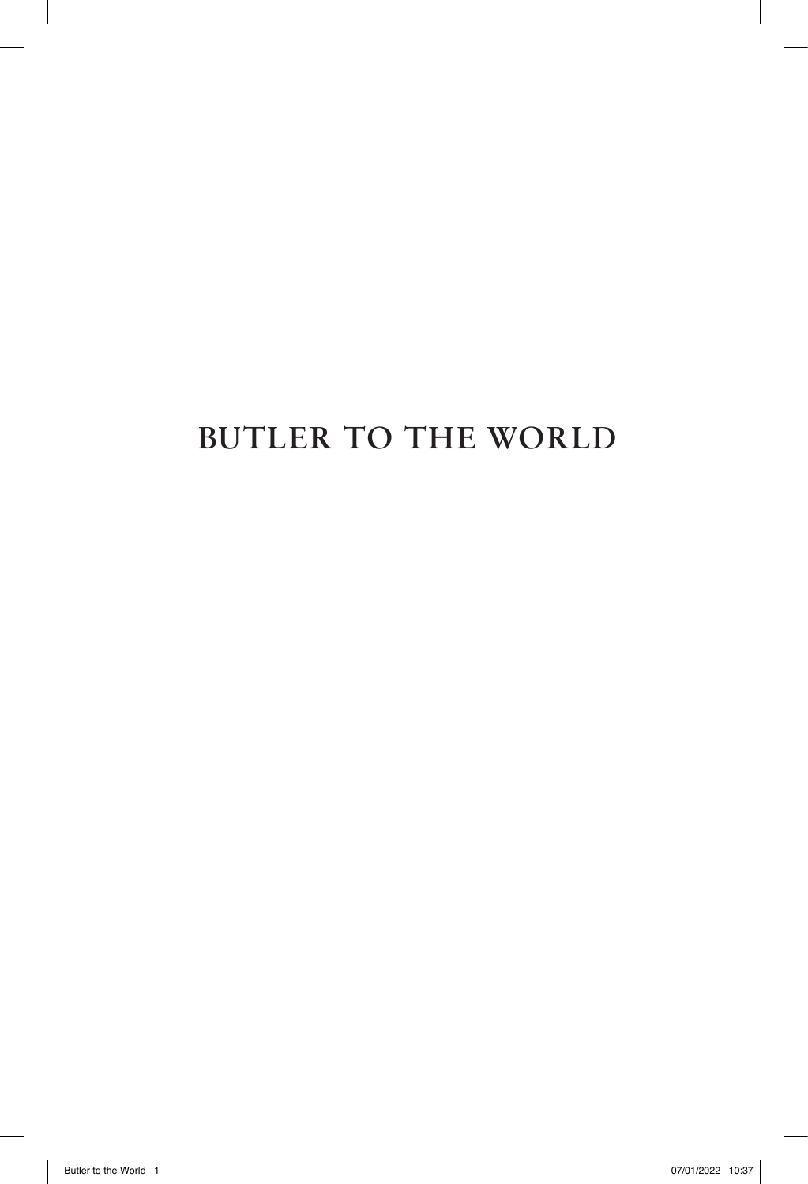# BUTLER TO THE WORLD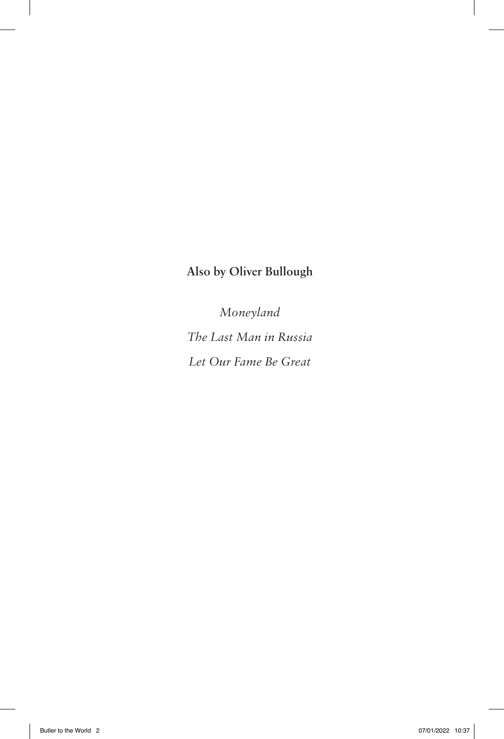**Also by Oliver Bullough**

*Moneyland*

*The Last Man in Russia*

*Let Our Fame Be Great*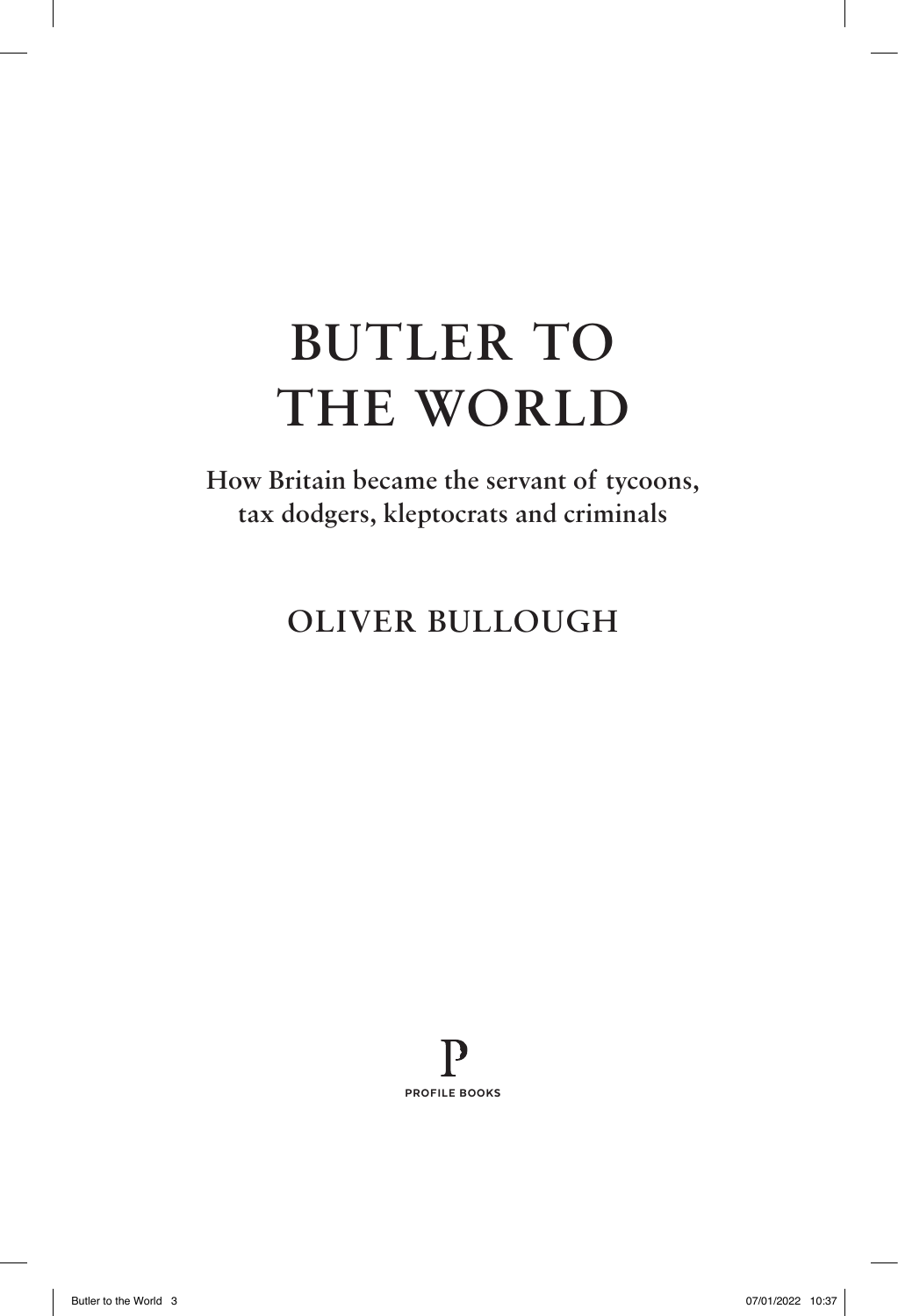# BUTLER TO THE WORLD

**How Britain became the servant of tycoons, tax dodgers, kleptocrats and criminals**

## OLIVER BULLOUGH

PROFILE BOOKS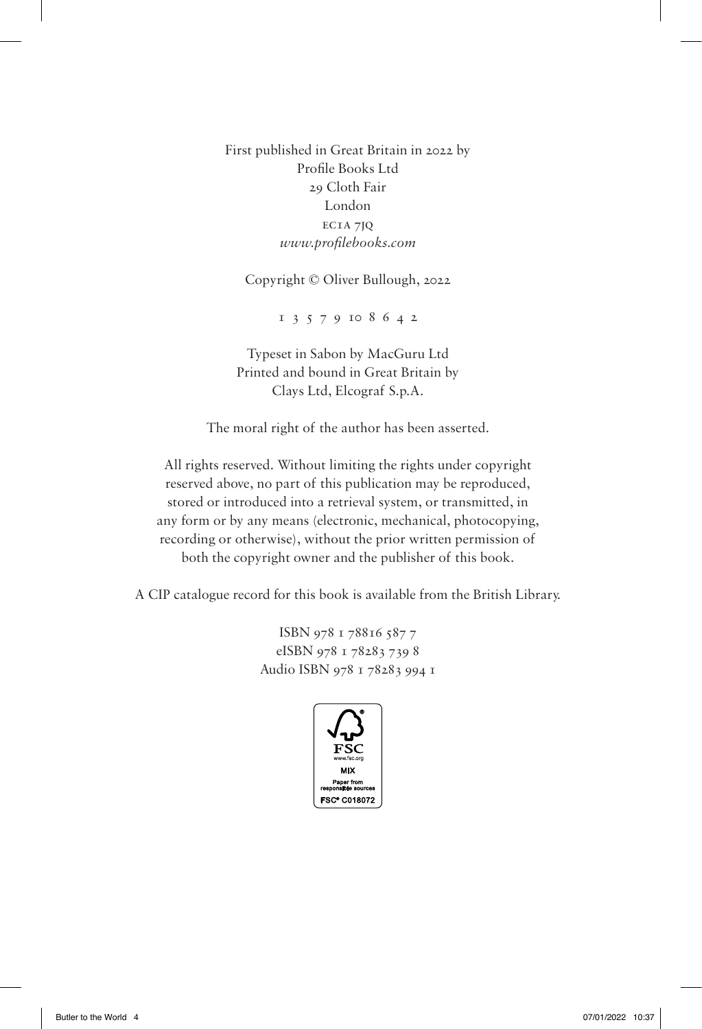First published in Great Britain in 2022 by
Profile Books Ltd
29 Cloth Fair
London
EC1A 7JQ
*www.profilebooks.com*

Copyright © Oliver Bullough, 2022

1 3 5 7 9 10 8 6 4 2

Typeset in Sabon by MacGuru Ltd
Printed and bound in Great Britain by
Clays Ltd, Elcograf S.p.A.

The moral right of the author has been asserted.

All rights reserved. Without limiting the rights under copyright reserved above, no part of this publication may be reproduced, stored or introduced into a retrieval system, or transmitted, in any form or by any means (electronic, mechanical, photocopying, recording or otherwise), without the prior written permission of both the copyright owner and the publisher of this book.

A CIP catalogue record for this book is available from the British Library.

ISBN 978 1 78816 587 7
eISBN 978 1 78283 739 8
Audio ISBN 978 1 78283 994 1

FSC
www.fsc.org
MIX
Paper from responsible sources
FSC® C018072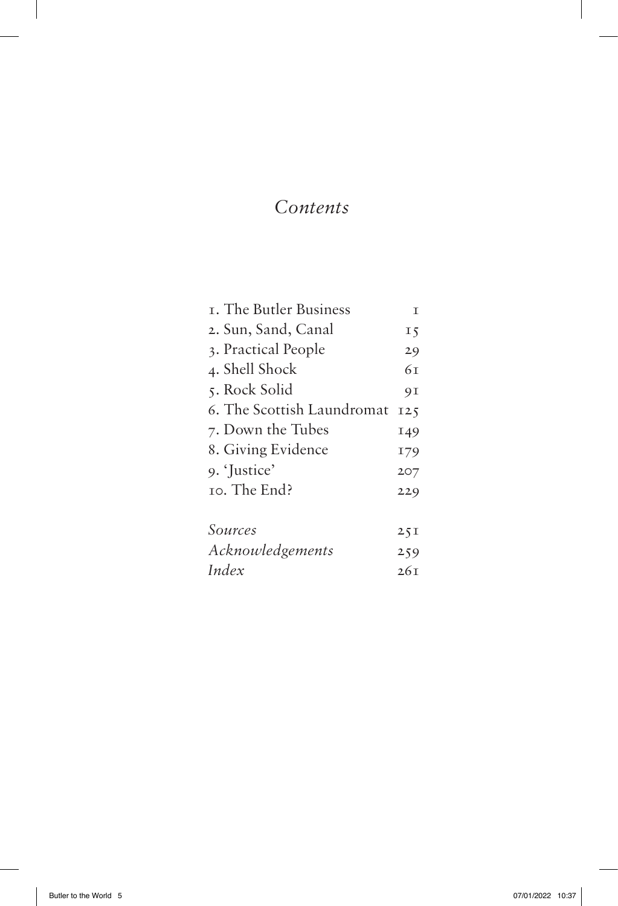# *Contents*

| | |
|---|---|
| 1. The Butler Business | 1 |
| 2. Sun, Sand, Canal | 15 |
| 3. Practical People | 29 |
| 4. Shell Shock | 61 |
| 5. Rock Solid | 91 |
| 6. The Scottish Laundromat | 125 |
| 7. Down the Tubes | 149 |
| 8. Giving Evidence | 179 |
| 9. 'Justice' | 207 |
| 10. The End? | 229 |
| *Sources* | 251 |
| *Acknowledgements* | 259 |
| *Index* | 261 |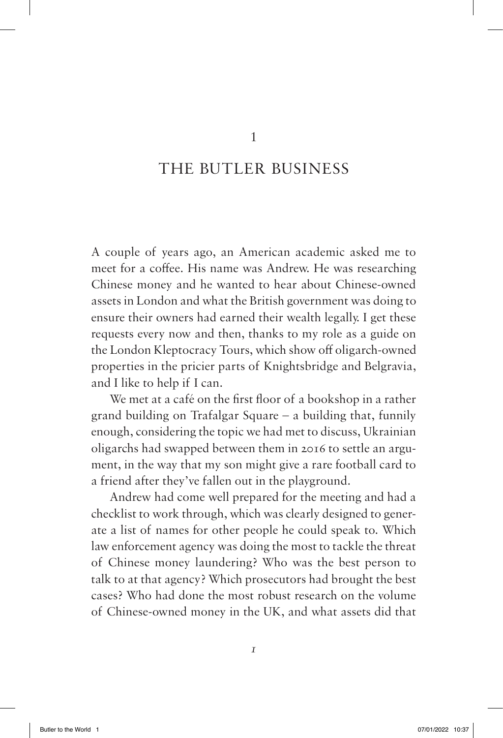# 1

## THE BUTLER BUSINESS

A couple of years ago, an American academic asked me to meet for a coffee. His name was Andrew. He was researching Chinese money and he wanted to hear about Chinese-owned assets in London and what the British government was doing to ensure their owners had earned their wealth legally. I get these requests every now and then, thanks to my role as a guide on the London Kleptocracy Tours, which show off oligarch-owned properties in the pricier parts of Knightsbridge and Belgravia, and I like to help if I can.

We met at a café on the first floor of a bookshop in a rather grand building on Trafalgar Square – a building that, funnily enough, considering the topic we had met to discuss, Ukrainian oligarchs had swapped between them in 2016 to settle an argument, in the way that my son might give a rare football card to a friend after they've fallen out in the playground.

Andrew had come well prepared for the meeting and had a checklist to work through, which was clearly designed to generate a list of names for other people he could speak to. Which law enforcement agency was doing the most to tackle the threat of Chinese money laundering? Who was the best person to talk to at that agency? Which prosecutors had brought the best cases? Who had done the most robust research on the volume of Chinese-owned money in the UK, and what assets did that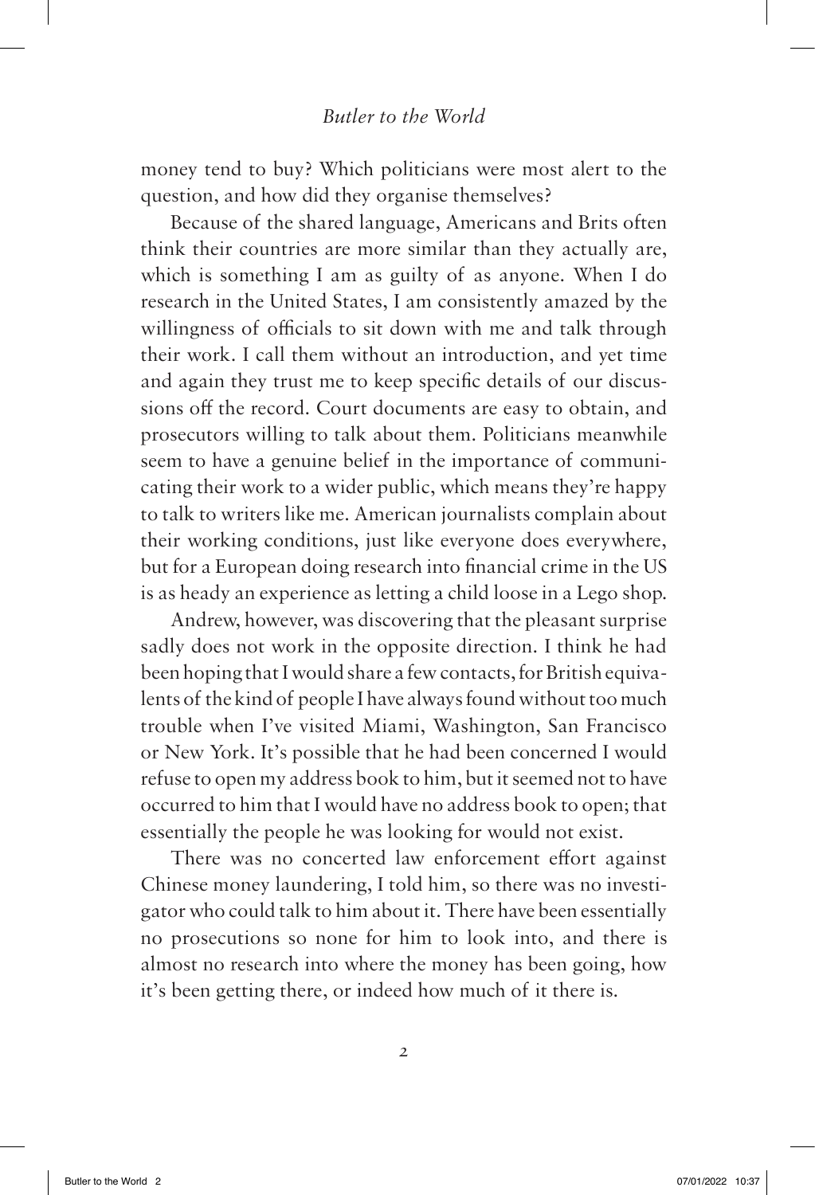money tend to buy? Which politicians were most alert to the question, and how did they organise themselves?

Because of the shared language, Americans and Brits often think their countries are more similar than they actually are, which is something I am as guilty of as anyone. When I do research in the United States, I am consistently amazed by the willingness of officials to sit down with me and talk through their work. I call them without an introduction, and yet time and again they trust me to keep specific details of our discussions off the record. Court documents are easy to obtain, and prosecutors willing to talk about them. Politicians meanwhile seem to have a genuine belief in the importance of communicating their work to a wider public, which means they're happy to talk to writers like me. American journalists complain about their working conditions, just like everyone does everywhere, but for a European doing research into financial crime in the US is as heady an experience as letting a child loose in a Lego shop.

Andrew, however, was discovering that the pleasant surprise sadly does not work in the opposite direction. I think he had been hoping that I would share a few contacts, for British equivalents of the kind of people I have always found without too much trouble when I've visited Miami, Washington, San Francisco or New York. It's possible that he had been concerned I would refuse to open my address book to him, but it seemed not to have occurred to him that I would have no address book to open; that essentially the people he was looking for would not exist.

There was no concerted law enforcement effort against Chinese money laundering, I told him, so there was no investigator who could talk to him about it. There have been essentially no prosecutions so none for him to look into, and there is almost no research into where the money has been going, how it's been getting there, or indeed how much of it there is.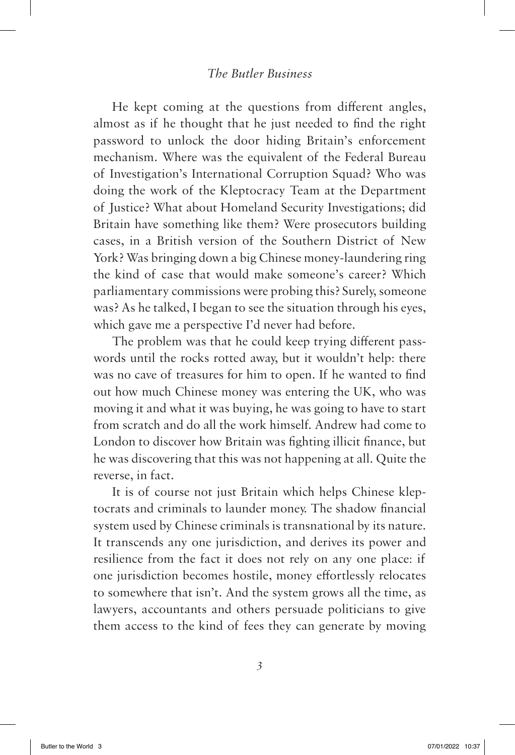He kept coming at the questions from different angles, almost as if he thought that he just needed to find the right password to unlock the door hiding Britain's enforcement mechanism. Where was the equivalent of the Federal Bureau of Investigation's International Corruption Squad? Who was doing the work of the Kleptocracy Team at the Department of Justice? What about Homeland Security Investigations; did Britain have something like them? Were prosecutors building cases, in a British version of the Southern District of New York? Was bringing down a big Chinese money-laundering ring the kind of case that would make someone's career? Which parliamentary commissions were probing this? Surely, someone was? As he talked, I began to see the situation through his eyes, which gave me a perspective I'd never had before.

The problem was that he could keep trying different passwords until the rocks rotted away, but it wouldn't help: there was no cave of treasures for him to open. If he wanted to find out how much Chinese money was entering the UK, who was moving it and what it was buying, he was going to have to start from scratch and do all the work himself. Andrew had come to London to discover how Britain was fighting illicit finance, but he was discovering that this was not happening at all. Quite the reverse, in fact.

It is of course not just Britain which helps Chinese kleptocrats and criminals to launder money. The shadow financial system used by Chinese criminals is transnational by its nature. It transcends any one jurisdiction, and derives its power and resilience from the fact it does not rely on any one place: if one jurisdiction becomes hostile, money effortlessly relocates to somewhere that isn't. And the system grows all the time, as lawyers, accountants and others persuade politicians to give them access to the kind of fees they can generate by moving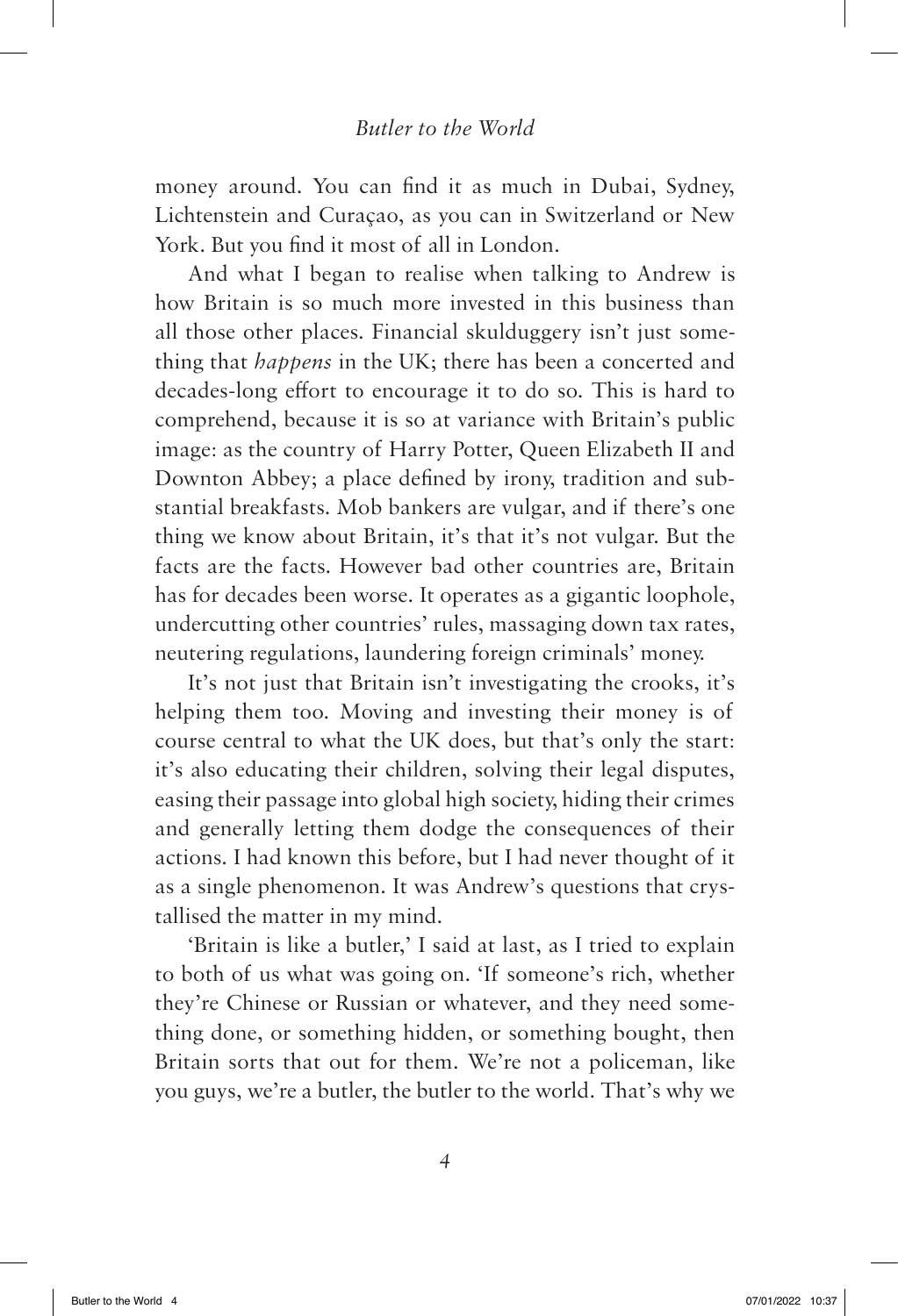money around. You can find it as much in Dubai, Sydney, Lichtenstein and Curaçao, as you can in Switzerland or New York. But you find it most of all in London.

And what I began to realise when talking to Andrew is how Britain is so much more invested in this business than all those other places. Financial skulduggery isn't just something that *happens* in the UK; there has been a concerted and decades-long effort to encourage it to do so. This is hard to comprehend, because it is so at variance with Britain's public image: as the country of Harry Potter, Queen Elizabeth II and Downton Abbey; a place defined by irony, tradition and substantial breakfasts. Mob bankers are vulgar, and if there's one thing we know about Britain, it's that it's not vulgar. But the facts are the facts. However bad other countries are, Britain has for decades been worse. It operates as a gigantic loophole, undercutting other countries' rules, massaging down tax rates, neutering regulations, laundering foreign criminals' money.

It's not just that Britain isn't investigating the crooks, it's helping them too. Moving and investing their money is of course central to what the UK does, but that's only the start: it's also educating their children, solving their legal disputes, easing their passage into global high society, hiding their crimes and generally letting them dodge the consequences of their actions. I had known this before, but I had never thought of it as a single phenomenon. It was Andrew's questions that crystallised the matter in my mind.

'Britain is like a butler,' I said at last, as I tried to explain to both of us what was going on. 'If someone's rich, whether they're Chinese or Russian or whatever, and they need something done, or something hidden, or something bought, then Britain sorts that out for them. We're not a policeman, like you guys, we're a butler, the butler to the world. That's why we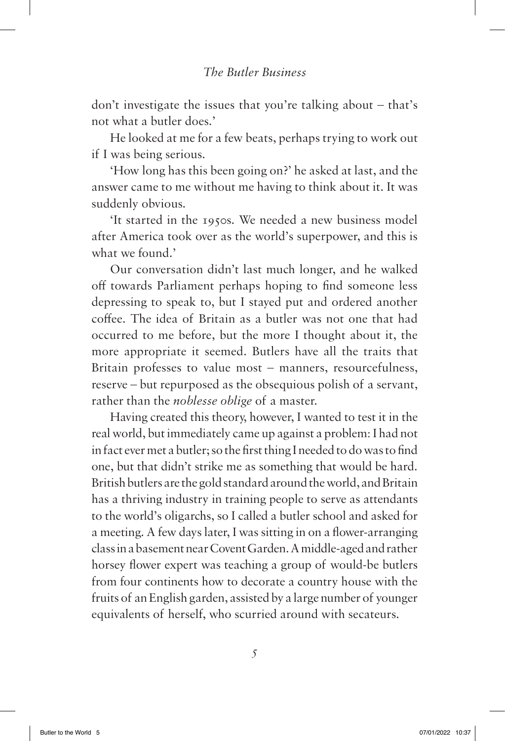don't investigate the issues that you're talking about – that's not what a butler does.'

He looked at me for a few beats, perhaps trying to work out if I was being serious.

'How long has this been going on?' he asked at last, and the answer came to me without me having to think about it. It was suddenly obvious.

'It started in the 1950s. We needed a new business model after America took over as the world's superpower, and this is what we found.'

Our conversation didn't last much longer, and he walked off towards Parliament perhaps hoping to find someone less depressing to speak to, but I stayed put and ordered another coffee. The idea of Britain as a butler was not one that had occurred to me before, but the more I thought about it, the more appropriate it seemed. Butlers have all the traits that Britain professes to value most – manners, resourcefulness, reserve – but repurposed as the obsequious polish of a servant, rather than the *noblesse oblige* of a master.

Having created this theory, however, I wanted to test it in the real world, but immediately came up against a problem: I had not in fact ever met a butler; so the first thing I needed to do was to find one, but that didn't strike me as something that would be hard. British butlers are the gold standard around the world, and Britain has a thriving industry in training people to serve as attendants to the world's oligarchs, so I called a butler school and asked for a meeting. A few days later, I was sitting in on a flower-arranging class in a basement near Covent Garden. A middle-aged and rather horsey flower expert was teaching a group of would-be butlers from four continents how to decorate a country house with the fruits of an English garden, assisted by a large number of younger equivalents of herself, who scurried around with secateurs.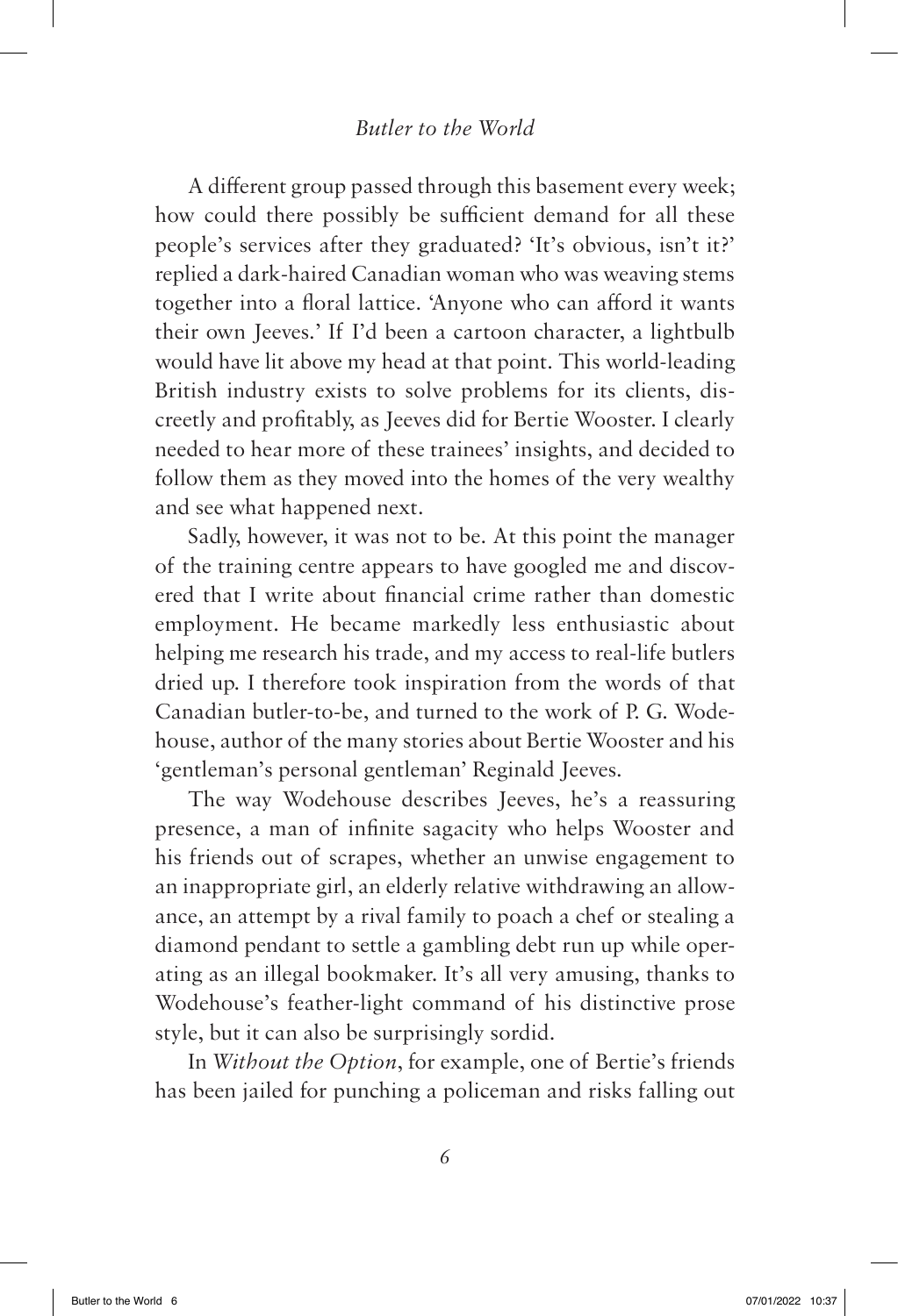A different group passed through this basement every week; how could there possibly be sufficient demand for all these people's services after they graduated? 'It's obvious, isn't it?' replied a dark-haired Canadian woman who was weaving stems together into a floral lattice. 'Anyone who can afford it wants their own Jeeves.' If I'd been a cartoon character, a lightbulb would have lit above my head at that point. This world-leading British industry exists to solve problems for its clients, discreetly and profitably, as Jeeves did for Bertie Wooster. I clearly needed to hear more of these trainees' insights, and decided to follow them as they moved into the homes of the very wealthy and see what happened next.

Sadly, however, it was not to be. At this point the manager of the training centre appears to have googled me and discovered that I write about financial crime rather than domestic employment. He became markedly less enthusiastic about helping me research his trade, and my access to real-life butlers dried up. I therefore took inspiration from the words of that Canadian butler-to-be, and turned to the work of P. G. Wodehouse, author of the many stories about Bertie Wooster and his 'gentleman's personal gentleman' Reginald Jeeves.

The way Wodehouse describes Jeeves, he's a reassuring presence, a man of infinite sagacity who helps Wooster and his friends out of scrapes, whether an unwise engagement to an inappropriate girl, an elderly relative withdrawing an allowance, an attempt by a rival family to poach a chef or stealing a diamond pendant to settle a gambling debt run up while operating as an illegal bookmaker. It's all very amusing, thanks to Wodehouse's feather-light command of his distinctive prose style, but it can also be surprisingly sordid.

In *Without the Option*, for example, one of Bertie's friends has been jailed for punching a policeman and risks falling out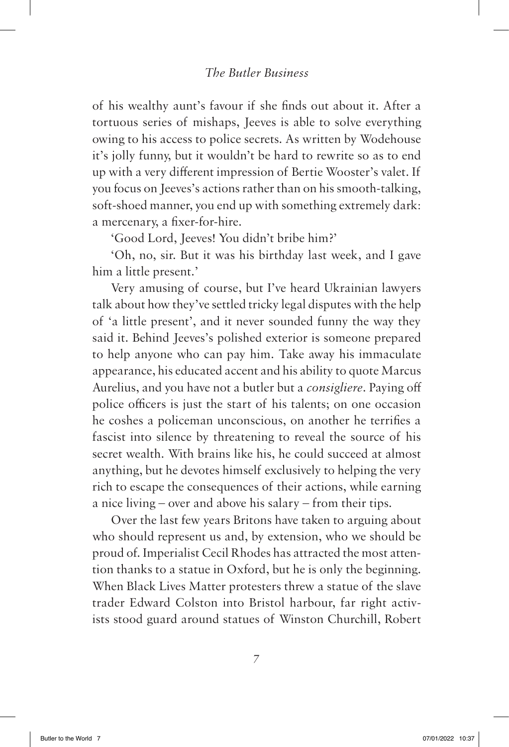of his wealthy aunt's favour if she finds out about it. After a tortuous series of mishaps, Jeeves is able to solve everything owing to his access to police secrets. As written by Wodehouse it's jolly funny, but it wouldn't be hard to rewrite so as to end up with a very different impression of Bertie Wooster's valet. If you focus on Jeeves's actions rather than on his smooth-talking, soft-shoed manner, you end up with something extremely dark: a mercenary, a fixer-for-hire.

'Good Lord, Jeeves! You didn't bribe him?'

'Oh, no, sir. But it was his birthday last week, and I gave him a little present.'

Very amusing of course, but I've heard Ukrainian lawyers talk about how they've settled tricky legal disputes with the help of 'a little present', and it never sounded funny the way they said it. Behind Jeeves's polished exterior is someone prepared to help anyone who can pay him. Take away his immaculate appearance, his educated accent and his ability to quote Marcus Aurelius, and you have not a butler but a *consigliere*. Paying off police officers is just the start of his talents; on one occasion he coshes a policeman unconscious, on another he terrifies a fascist into silence by threatening to reveal the source of his secret wealth. With brains like his, he could succeed at almost anything, but he devotes himself exclusively to helping the very rich to escape the consequences of their actions, while earning a nice living – over and above his salary – from their tips.

Over the last few years Britons have taken to arguing about who should represent us and, by extension, who we should be proud of. Imperialist Cecil Rhodes has attracted the most attention thanks to a statue in Oxford, but he is only the beginning. When Black Lives Matter protesters threw a statue of the slave trader Edward Colston into Bristol harbour, far right activists stood guard around statues of Winston Churchill, Robert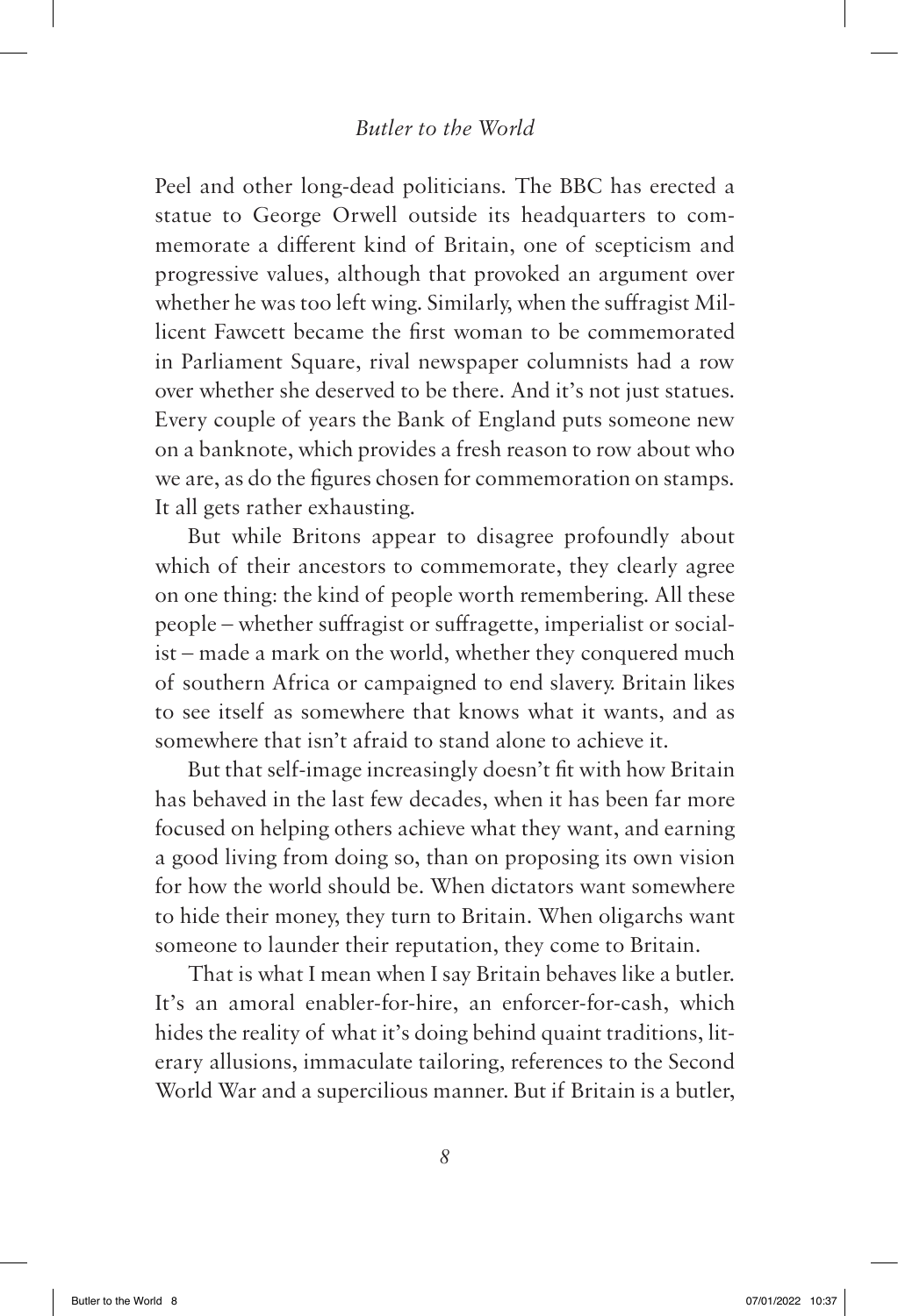Peel and other long-dead politicians. The BBC has erected a statue to George Orwell outside its headquarters to commemorate a different kind of Britain, one of scepticism and progressive values, although that provoked an argument over whether he was too left wing. Similarly, when the suffragist Millicent Fawcett became the first woman to be commemorated in Parliament Square, rival newspaper columnists had a row over whether she deserved to be there. And it's not just statues. Every couple of years the Bank of England puts someone new on a banknote, which provides a fresh reason to row about who we are, as do the figures chosen for commemoration on stamps. It all gets rather exhausting.

But while Britons appear to disagree profoundly about which of their ancestors to commemorate, they clearly agree on one thing: the kind of people worth remembering. All these people – whether suffragist or suffragette, imperialist or socialist – made a mark on the world, whether they conquered much of southern Africa or campaigned to end slavery. Britain likes to see itself as somewhere that knows what it wants, and as somewhere that isn't afraid to stand alone to achieve it.

But that self-image increasingly doesn't fit with how Britain has behaved in the last few decades, when it has been far more focused on helping others achieve what they want, and earning a good living from doing so, than on proposing its own vision for how the world should be. When dictators want somewhere to hide their money, they turn to Britain. When oligarchs want someone to launder their reputation, they come to Britain.

That is what I mean when I say Britain behaves like a butler. It's an amoral enabler-for-hire, an enforcer-for-cash, which hides the reality of what it's doing behind quaint traditions, literary allusions, immaculate tailoring, references to the Second World War and a supercilious manner. But if Britain is a butler,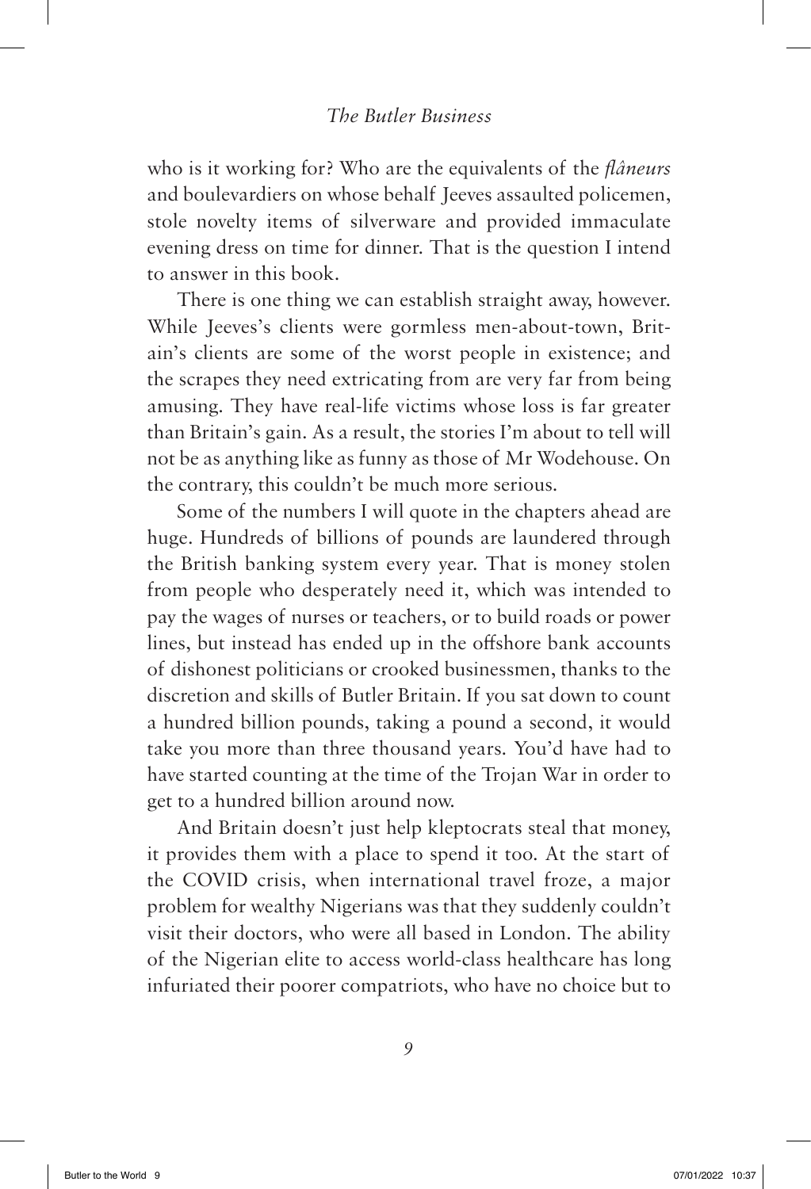who is it working for? Who are the equivalents of the *flâneurs* and boulevardiers on whose behalf Jeeves assaulted policemen, stole novelty items of silverware and provided immaculate evening dress on time for dinner. That is the question I intend to answer in this book.

There is one thing we can establish straight away, however. While Jeeves's clients were gormless men-about-town, Britain's clients are some of the worst people in existence; and the scrapes they need extricating from are very far from being amusing. They have real-life victims whose loss is far greater than Britain's gain. As a result, the stories I'm about to tell will not be as anything like as funny as those of Mr Wodehouse. On the contrary, this couldn't be much more serious.

Some of the numbers I will quote in the chapters ahead are huge. Hundreds of billions of pounds are laundered through the British banking system every year. That is money stolen from people who desperately need it, which was intended to pay the wages of nurses or teachers, or to build roads or power lines, but instead has ended up in the offshore bank accounts of dishonest politicians or crooked businessmen, thanks to the discretion and skills of Butler Britain. If you sat down to count a hundred billion pounds, taking a pound a second, it would take you more than three thousand years. You'd have had to have started counting at the time of the Trojan War in order to get to a hundred billion around now.

And Britain doesn't just help kleptocrats steal that money, it provides them with a place to spend it too. At the start of the COVID crisis, when international travel froze, a major problem for wealthy Nigerians was that they suddenly couldn't visit their doctors, who were all based in London. The ability of the Nigerian elite to access world-class healthcare has long infuriated their poorer compatriots, who have no choice but to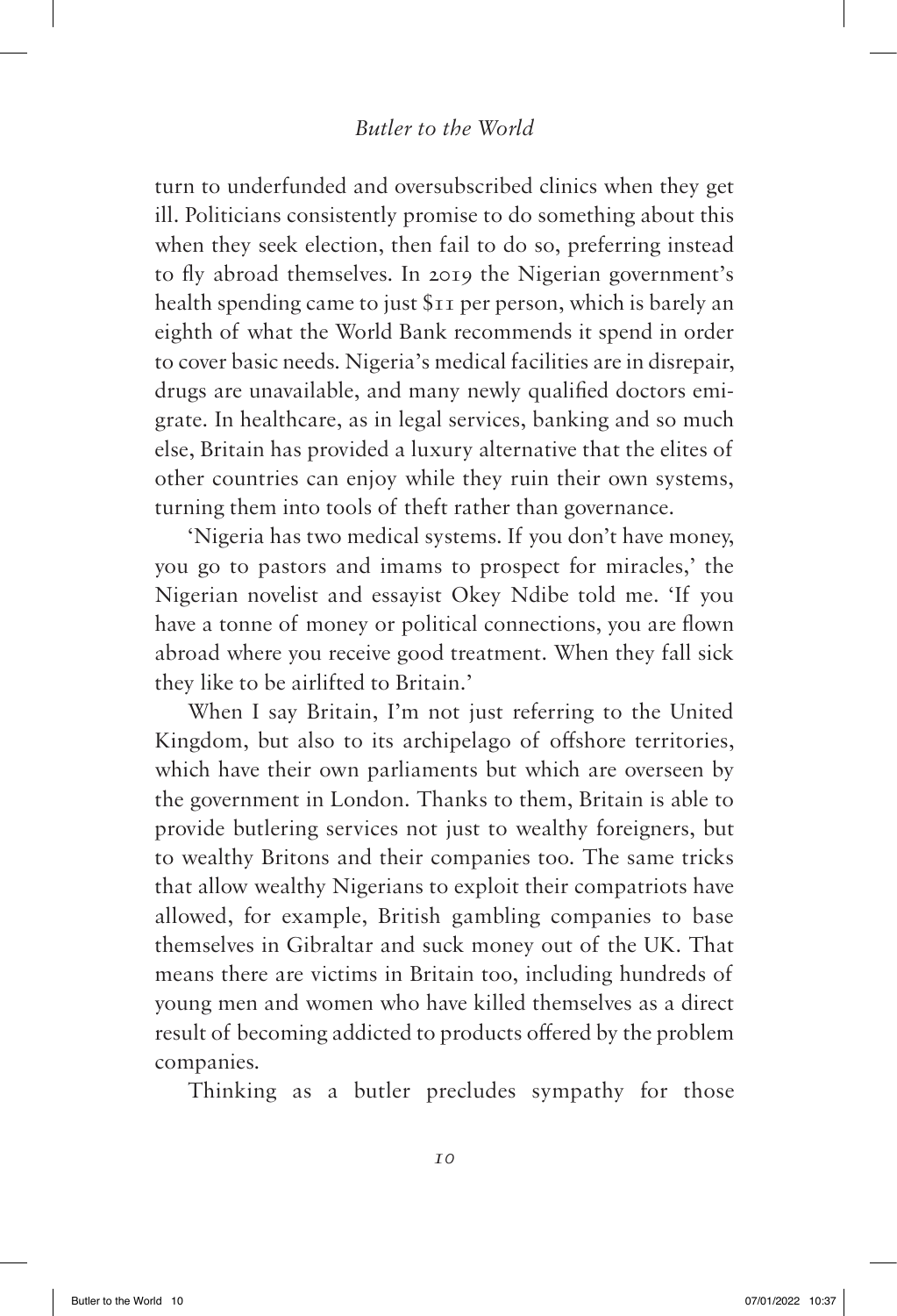turn to underfunded and oversubscribed clinics when they get ill. Politicians consistently promise to do something about this when they seek election, then fail to do so, preferring instead to fly abroad themselves. In 2019 the Nigerian government's health spending came to just $11 per person, which is barely an eighth of what the World Bank recommends it spend in order to cover basic needs. Nigeria's medical facilities are in disrepair, drugs are unavailable, and many newly qualified doctors emigrate. In healthcare, as in legal services, banking and so much else, Britain has provided a luxury alternative that the elites of other countries can enjoy while they ruin their own systems, turning them into tools of theft rather than governance.

'Nigeria has two medical systems. If you don't have money, you go to pastors and imams to prospect for miracles,' the Nigerian novelist and essayist Okey Ndibe told me. 'If you have a tonne of money or political connections, you are flown abroad where you receive good treatment. When they fall sick they like to be airlifted to Britain.'

When I say Britain, I'm not just referring to the United Kingdom, but also to its archipelago of offshore territories, which have their own parliaments but which are overseen by the government in London. Thanks to them, Britain is able to provide butlering services not just to wealthy foreigners, but to wealthy Britons and their companies too. The same tricks that allow wealthy Nigerians to exploit their compatriots have allowed, for example, British gambling companies to base themselves in Gibraltar and suck money out of the UK. That means there are victims in Britain too, including hundreds of young men and women who have killed themselves as a direct result of becoming addicted to products offered by the problem companies.

Thinking as a butler precludes sympathy for those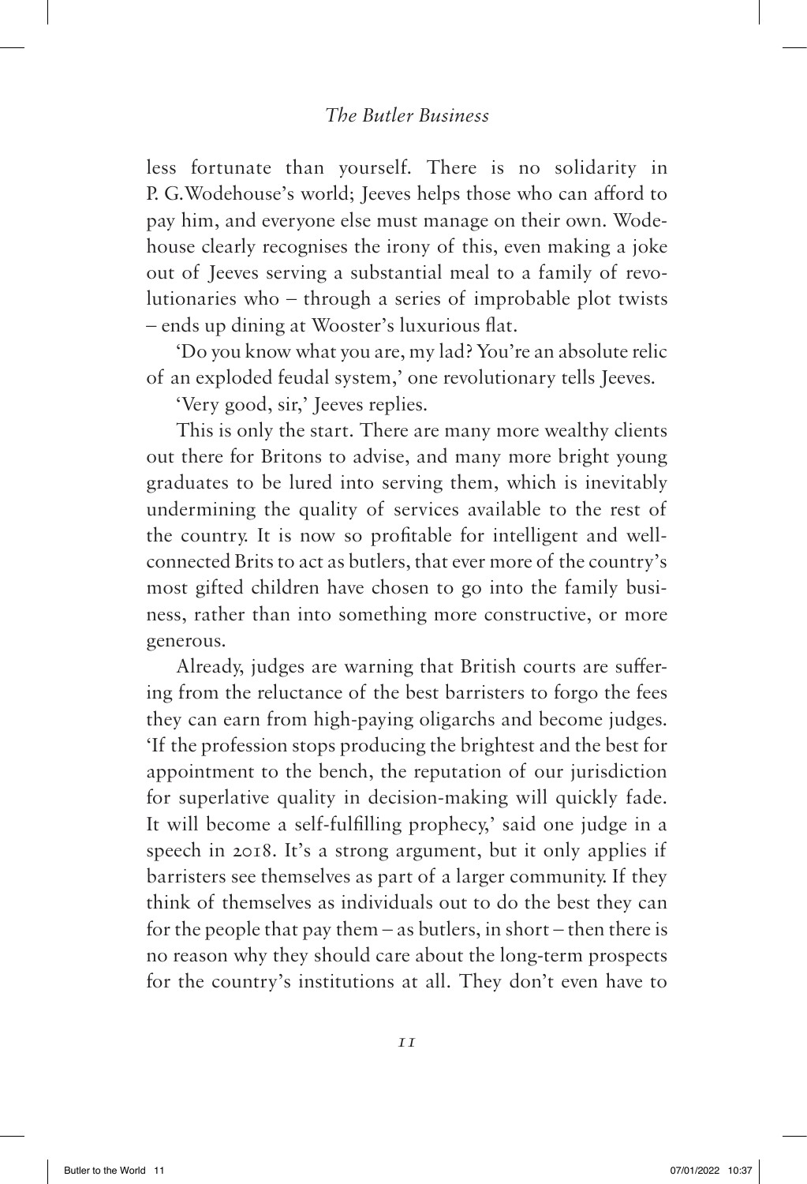less fortunate than yourself. There is no solidarity in P. G. Wodehouse's world; Jeeves helps those who can afford to pay him, and everyone else must manage on their own. Wodehouse clearly recognises the irony of this, even making a joke out of Jeeves serving a substantial meal to a family of revolutionaries who – through a series of improbable plot twists – ends up dining at Wooster's luxurious flat.

'Do you know what you are, my lad? You're an absolute relic of an exploded feudal system,' one revolutionary tells Jeeves.

'Very good, sir,' Jeeves replies.

This is only the start. There are many more wealthy clients out there for Britons to advise, and many more bright young graduates to be lured into serving them, which is inevitably undermining the quality of services available to the rest of the country. It is now so profitable for intelligent and well-connected Brits to act as butlers, that ever more of the country's most gifted children have chosen to go into the family business, rather than into something more constructive, or more generous.

Already, judges are warning that British courts are suffering from the reluctance of the best barristers to forgo the fees they can earn from high-paying oligarchs and become judges. 'If the profession stops producing the brightest and the best for appointment to the bench, the reputation of our jurisdiction for superlative quality in decision-making will quickly fade. It will become a self-fulfilling prophecy,' said one judge in a speech in 2018. It's a strong argument, but it only applies if barristers see themselves as part of a larger community. If they think of themselves as individuals out to do the best they can for the people that pay them – as butlers, in short – then there is no reason why they should care about the long-term prospects for the country's institutions at all. They don't even have to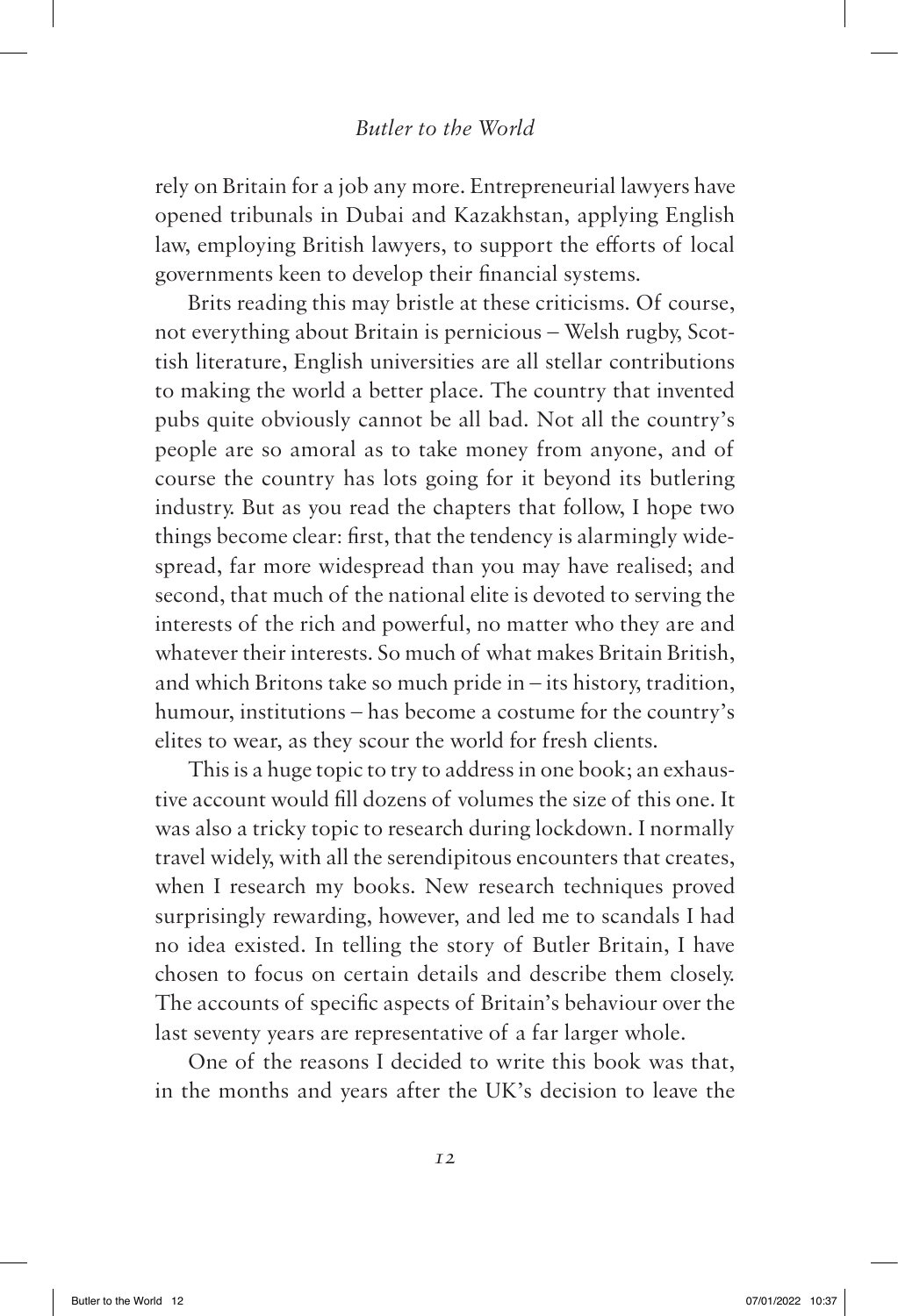rely on Britain for a job any more. Entrepreneurial lawyers have opened tribunals in Dubai and Kazakhstan, applying English law, employing British lawyers, to support the efforts of local governments keen to develop their financial systems.

Brits reading this may bristle at these criticisms. Of course, not everything about Britain is pernicious – Welsh rugby, Scottish literature, English universities are all stellar contributions to making the world a better place. The country that invented pubs quite obviously cannot be all bad. Not all the country's people are so amoral as to take money from anyone, and of course the country has lots going for it beyond its butlering industry. But as you read the chapters that follow, I hope two things become clear: first, that the tendency is alarmingly widespread, far more widespread than you may have realised; and second, that much of the national elite is devoted to serving the interests of the rich and powerful, no matter who they are and whatever their interests. So much of what makes Britain British, and which Britons take so much pride in – its history, tradition, humour, institutions – has become a costume for the country's elites to wear, as they scour the world for fresh clients.

This is a huge topic to try to address in one book; an exhaustive account would fill dozens of volumes the size of this one. It was also a tricky topic to research during lockdown. I normally travel widely, with all the serendipitous encounters that creates, when I research my books. New research techniques proved surprisingly rewarding, however, and led me to scandals I had no idea existed. In telling the story of Butler Britain, I have chosen to focus on certain details and describe them closely. The accounts of specific aspects of Britain's behaviour over the last seventy years are representative of a far larger whole.

One of the reasons I decided to write this book was that, in the months and years after the UK's decision to leave the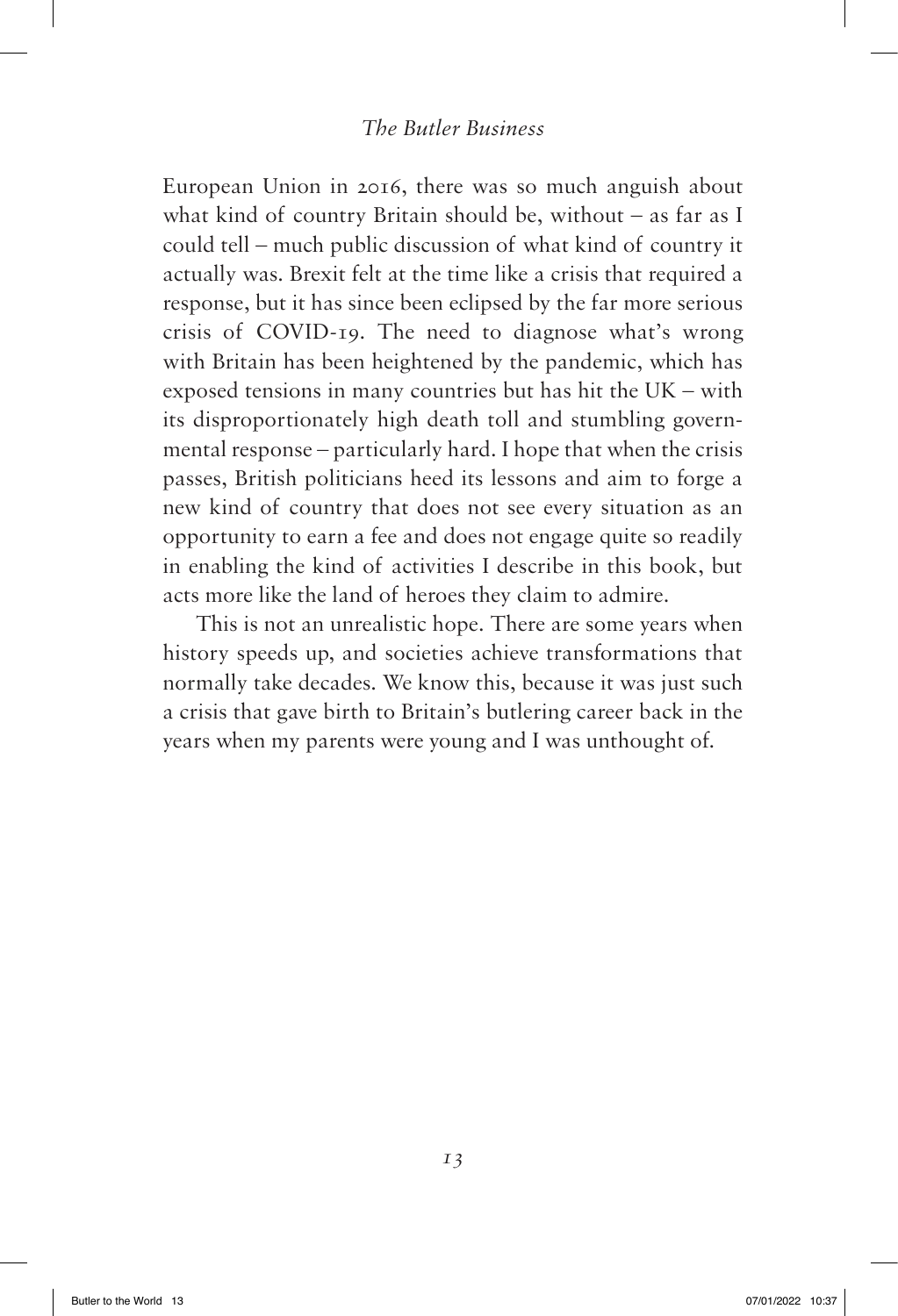European Union in 2016, there was so much anguish about what kind of country Britain should be, without – as far as I could tell – much public discussion of what kind of country it actually was. Brexit felt at the time like a crisis that required a response, but it has since been eclipsed by the far more serious crisis of COVID-19. The need to diagnose what's wrong with Britain has been heightened by the pandemic, which has exposed tensions in many countries but has hit the UK – with its disproportionately high death toll and stumbling governmental response – particularly hard. I hope that when the crisis passes, British politicians heed its lessons and aim to forge a new kind of country that does not see every situation as an opportunity to earn a fee and does not engage quite so readily in enabling the kind of activities I describe in this book, but acts more like the land of heroes they claim to admire.

This is not an unrealistic hope. There are some years when history speeds up, and societies achieve transformations that normally take decades. We know this, because it was just such a crisis that gave birth to Britain's butlering career back in the years when my parents were young and I was unthought of.